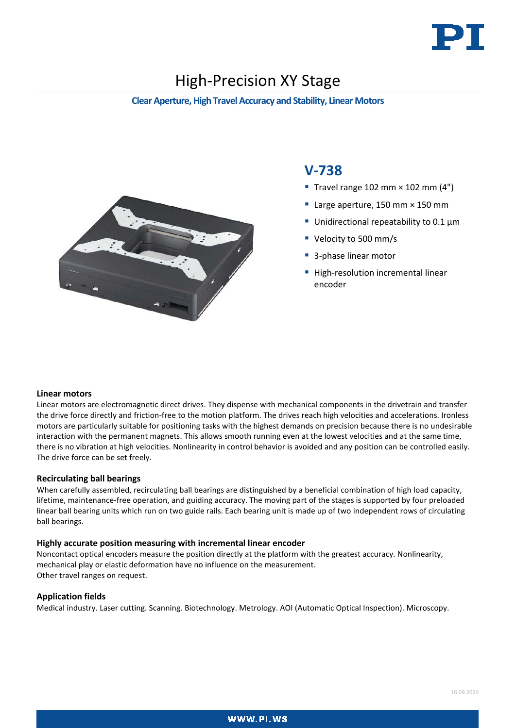# High-Precision XY Stage

**Clear Aperture, High Travel Accuracy and Stability, Linear Motors**

## V-738

- Travel range 102 mm × 102 mm (4")
- Large aperture, 150 mm × 150 mm
- Unidirectional repeatability to 0.1 µm
- Velocity to 500 mm/s
- 3-phase linear motor
- High-resolution incremental linear encoder

### Linear motors

Linear motors are electromagnetic direct drives. They dispense with mechanical components in the drivetrain and transfer the drive force directly and friction-free to the motion platform. The drives reach high velocities and accelerations. Ironless motors are particularly suitable for positioning tasks with the highest demands on precision because there is no undesirable interaction with the permanent magnets. This allows smooth running even at the lowest velocities and at the same time, there is no vibration at high velocities. Nonlinearity in control behavior is avoided and any position can be controlled easily. The drive force can be set freely.

### Recirculating ball bearings

When carefully assembled, recirculating ball bearings are distinguished by a beneficial combination of high load capacity, lifetime, maintenance-free operation, and guiding accuracy. The moving part of the stages is supported by four preloaded linear ball bearing units which run on two guide rails. Each bearing unit is made up of two independent rows of circulating ball bearings.

### Highly accurate position measuring with incremental linear encoder

Noncontact optical encoders measure the position directly at the platform with the greatest accuracy. Nonlinearity, mechanical play or elastic deformation have no influence on the measurement.
Other travel ranges on request.

### Application fields

Medical industry. Laser cutting. Scanning. Biotechnology. Metrology. AOI (Automatic Optical Inspection). Microscopy.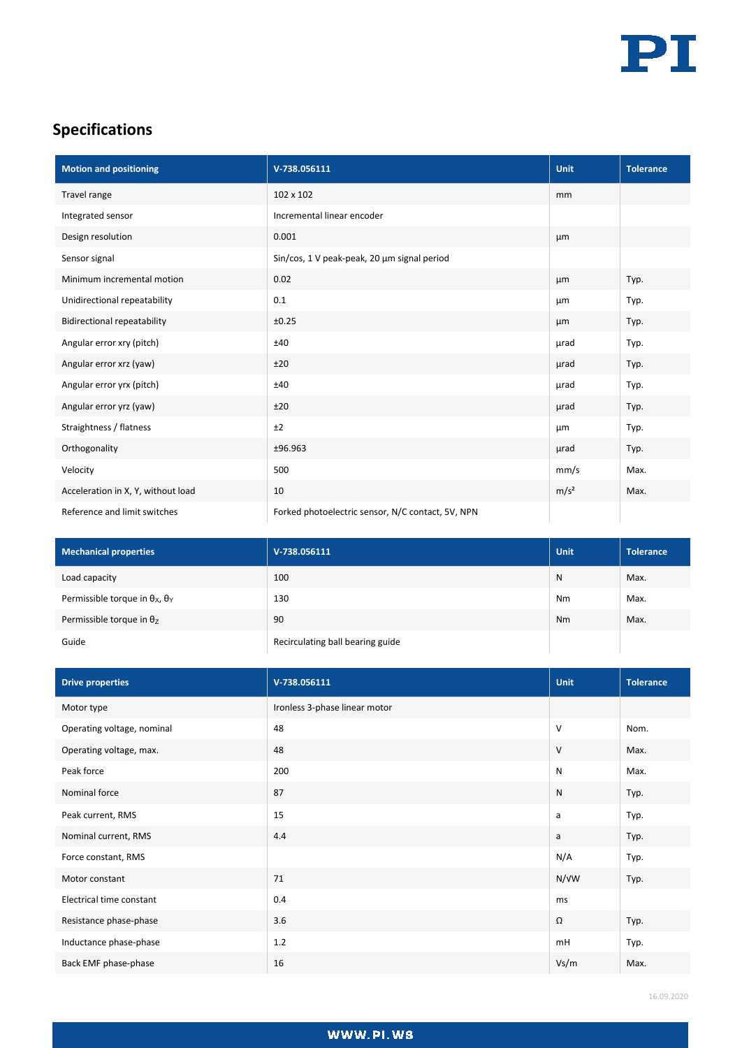## Specifications

| Motion and positioning | V-738.056111 | Unit | Tolerance |
|---|---|---|---|
| Travel range | 102 x 102 | mm | |
| Integrated sensor | Incremental linear encoder | | |
| Design resolution | 0.001 | µm | |
| Sensor signal | Sin/cos, 1 V peak-peak, 20 µm signal period | | |
| Minimum incremental motion | 0.02 | µm | Typ. |
| Unidirectional repeatability | 0.1 | µm | Typ. |
| Bidirectional repeatability | ±0.25 | µm | Typ. |
| Angular error xry (pitch) | ±40 | µrad | Typ. |
| Angular error xrz (yaw) | ±20 | µrad | Typ. |
| Angular error yrx (pitch) | ±40 | µrad | Typ. |
| Angular error yrz (yaw) | ±20 | µrad | Typ. |
| Straightness / flatness | ±2 | µm | Typ. |
| Orthogonality | ±96.963 | µrad | Typ. |
| Velocity | 500 | mm/s | Max. |
| Acceleration in X, Y, without load | 10 | m/s² | Max. |
| Reference and limit switches | Forked photoelectric sensor, N/C contact, 5V, NPN | | |

| Mechanical properties | V-738.056111 | Unit | Tolerance |
|---|---|---|---|
| Load capacity | 100 | N | Max. |
| Permissible torque in $\theta_X$, $\theta_Y$ | 130 | Nm | Max. |
| Permissible torque in $\theta_Z$ | 90 | Nm | Max. |
| Guide | Recirculating ball bearing guide | | |

| Drive properties | V-738.056111 | Unit | Tolerance |
|---|---|---|---|
| Motor type | Ironless 3-phase linear motor | | |
| Operating voltage, nominal | 48 | V | Nom. |
| Operating voltage, max. | 48 | V | Max. |
| Peak force | 200 | N | Max. |
| Nominal force | 87 | N | Typ. |
| Peak current, RMS | 15 | a | Typ. |
| Nominal current, RMS | 4.4 | a | Typ. |
| Force constant, RMS | | N/A | Typ. |
| Motor constant | 71 | N/VW | Typ. |
| Electrical time constant | 0.4 | ms | |
| Resistance phase-phase | 3.6 | Ω | Typ. |
| Inductance phase-phase | 1.2 | mH | Typ. |
| Back EMF phase-phase | 16 | Vs/m | Max. |

16.09.2020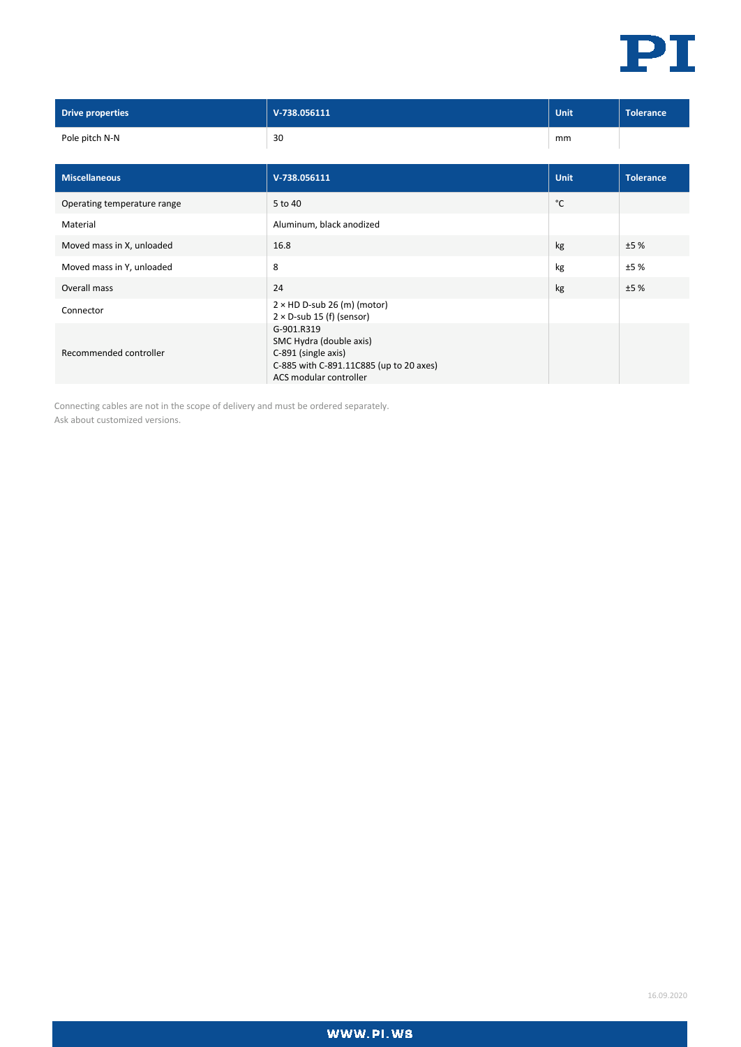| Drive properties | V-738.056111 | Unit | Tolerance |
|---|---|---|---|
| Pole pitch N-N | 30 | mm | |

| Miscellaneous | V-738.056111 | Unit | Tolerance |
|---|---|---|---|
| Operating temperature range | 5 to 40 | °C | |
| Material | Aluminum, black anodized | | |
| Moved mass in X, unloaded | 16.8 | kg | ±5 % |
| Moved mass in Y, unloaded | 8 | kg | ±5 % |
| Overall mass | 24 | kg | ±5 % |
| Connector | 2 × HD D-sub 26 (m) (motor)<br>2 × D-sub 15 (f) (sensor) | | |
| Recommended controller | G-901.R319<br>SMC Hydra (double axis)<br>C-891 (single axis)<br>C-885 with C-891.11C885 (up to 20 axes)<br>ACS modular controller | | |

Connecting cables are not in the scope of delivery and must be ordered separately.
Ask about customized versions.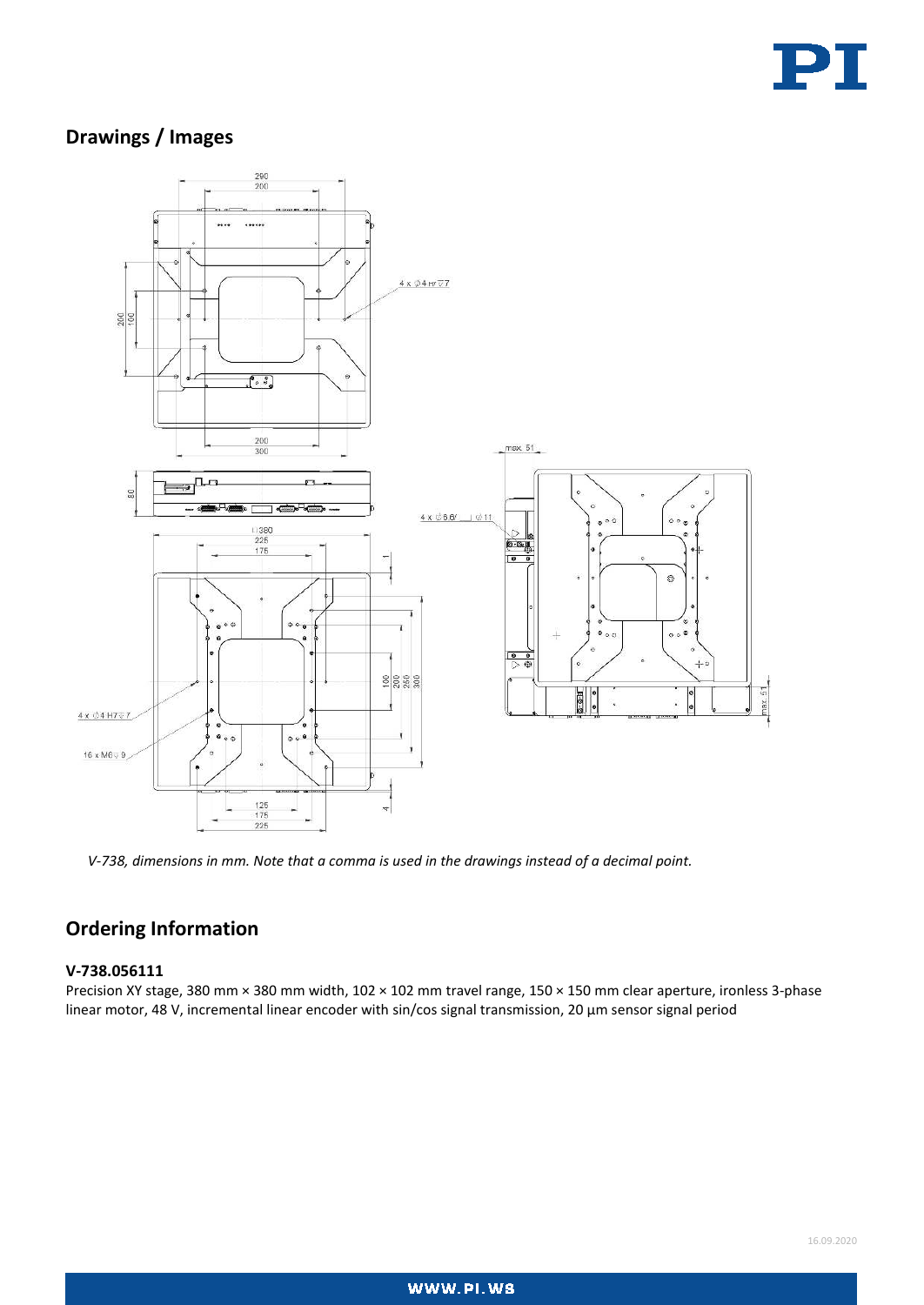## Drawings / Images

290
200

4 x Ø4 H7▽7

200
100

200
300

80

max. 51

4 x Ø6.6/ ⌴ Ø11

□380
225
175

100
200
250
300

4 x Ø4 H7▽7

16 x M6▽9

125
175
225

max. 51

*V-738, dimensions in mm. Note that a comma is used in the drawings instead of a decimal point.*

## Ordering Information

**V-738.056111**

Precision XY stage, 380 mm × 380 mm width, 102 × 102 mm travel range, 150 × 150 mm clear aperture, ironless 3-phase linear motor, 48 V, incremental linear encoder with sin/cos signal transmission, 20 µm sensor signal period